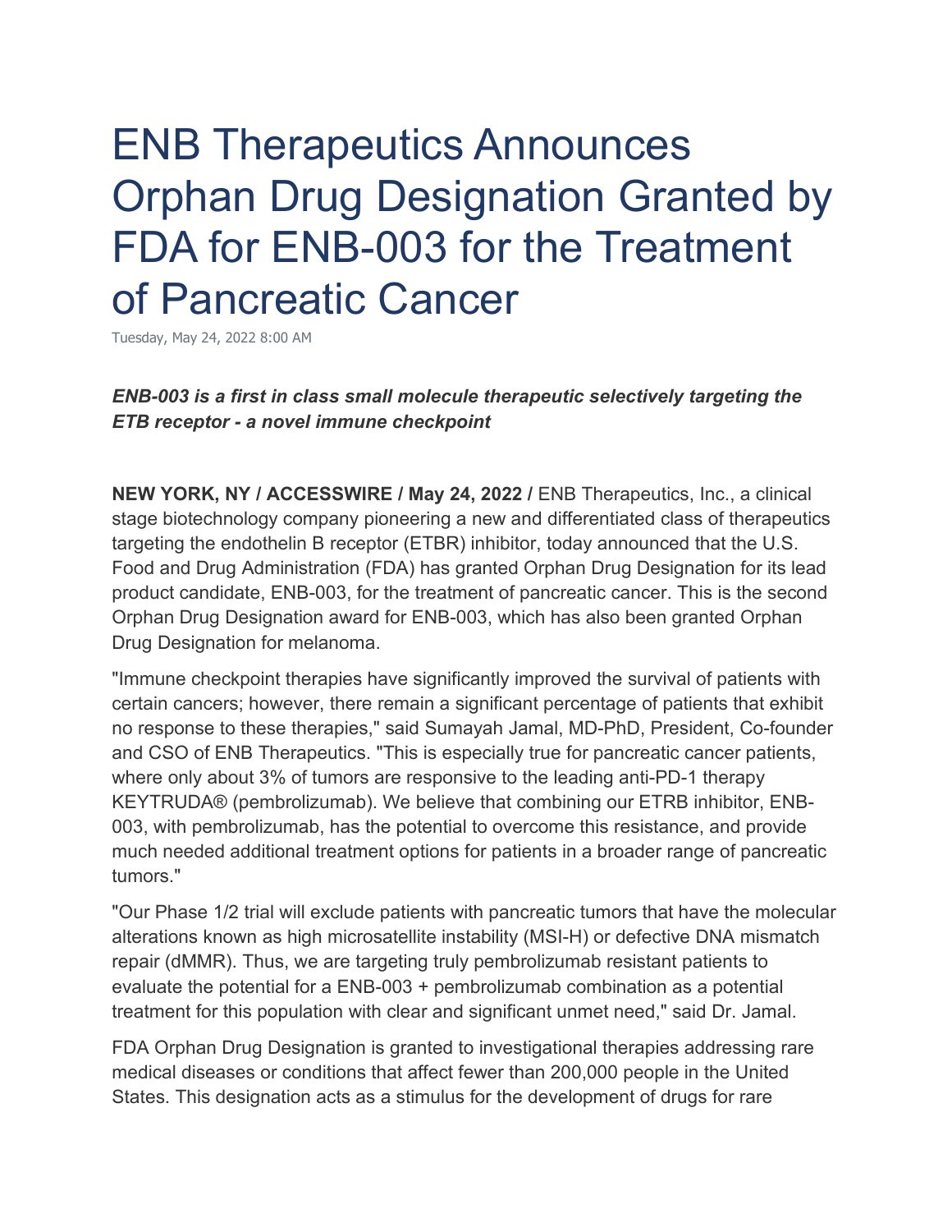# ENB Therapeutics Announces Orphan Drug Designation Granted by FDA for ENB-003 for the Treatment of Pancreatic Cancer

Tuesday, May 24, 2022 8:00 AM

***ENB-003 is a first in class small molecule therapeutic selectively targeting the ETB receptor - a novel immune checkpoint***

**NEW YORK, NY / ACCESSWIRE / May 24, 2022 /** ENB Therapeutics, Inc., a clinical stage biotechnology company pioneering a new and differentiated class of therapeutics targeting the endothelin B receptor (ETBR) inhibitor, today announced that the U.S. Food and Drug Administration (FDA) has granted Orphan Drug Designation for its lead product candidate, ENB-003, for the treatment of pancreatic cancer. This is the second Orphan Drug Designation award for ENB-003, which has also been granted Orphan Drug Designation for melanoma.

"Immune checkpoint therapies have significantly improved the survival of patients with certain cancers; however, there remain a significant percentage of patients that exhibit no response to these therapies," said Sumayah Jamal, MD-PhD, President, Co-founder and CSO of ENB Therapeutics. "This is especially true for pancreatic cancer patients, where only about 3% of tumors are responsive to the leading anti-PD-1 therapy KEYTRUDA® (pembrolizumab). We believe that combining our ETRB inhibitor, ENB-003, with pembrolizumab, has the potential to overcome this resistance, and provide much needed additional treatment options for patients in a broader range of pancreatic tumors."

"Our Phase 1/2 trial will exclude patients with pancreatic tumors that have the molecular alterations known as high microsatellite instability (MSI-H) or defective DNA mismatch repair (dMMR). Thus, we are targeting truly pembrolizumab resistant patients to evaluate the potential for a ENB-003 + pembrolizumab combination as a potential treatment for this population with clear and significant unmet need," said Dr. Jamal.

FDA Orphan Drug Designation is granted to investigational therapies addressing rare medical diseases or conditions that affect fewer than 200,000 people in the United States. This designation acts as a stimulus for the development of drugs for rare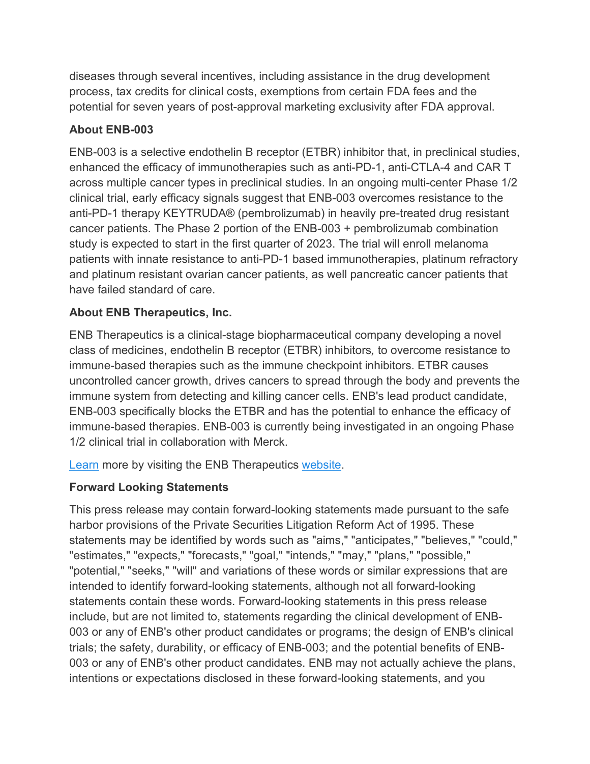diseases through several incentives, including assistance in the drug development process, tax credits for clinical costs, exemptions from certain FDA fees and the potential for seven years of post-approval marketing exclusivity after FDA approval.

**About ENB-003**

ENB-003 is a selective endothelin B receptor (ETBR) inhibitor that, in preclinical studies, enhanced the efficacy of immunotherapies such as anti-PD-1, anti-CTLA-4 and CAR T across multiple cancer types in preclinical studies. In an ongoing multi-center Phase 1/2 clinical trial, early efficacy signals suggest that ENB-003 overcomes resistance to the anti-PD-1 therapy KEYTRUDA® (pembrolizumab) in heavily pre-treated drug resistant cancer patients. The Phase 2 portion of the ENB-003 + pembrolizumab combination study is expected to start in the first quarter of 2023. The trial will enroll melanoma patients with innate resistance to anti-PD-1 based immunotherapies, platinum refractory and platinum resistant ovarian cancer patients, as well pancreatic cancer patients that have failed standard of care.

**About ENB Therapeutics, Inc.**

ENB Therapeutics is a clinical-stage biopharmaceutical company developing a novel class of medicines, endothelin B receptor (ETBR) inhibitors*,* to overcome resistance to immune-based therapies such as the immune checkpoint inhibitors. ETBR causes uncontrolled cancer growth, drives cancers to spread through the body and prevents the immune system from detecting and killing cancer cells. ENB's lead product candidate, ENB-003 specifically blocks the ETBR and has the potential to enhance the efficacy of immune-based therapies. ENB-003 is currently being investigated in an ongoing Phase 1/2 clinical trial in collaboration with Merck.

Learn more by visiting the ENB Therapeutics website.

**Forward Looking Statements**

This press release may contain forward-looking statements made pursuant to the safe harbor provisions of the Private Securities Litigation Reform Act of 1995. These statements may be identified by words such as "aims," "anticipates," "believes," "could," "estimates," "expects," "forecasts," "goal," "intends," "may," "plans," "possible," "potential," "seeks," "will" and variations of these words or similar expressions that are intended to identify forward-looking statements, although not all forward-looking statements contain these words. Forward-looking statements in this press release include, but are not limited to, statements regarding the clinical development of ENB-003 or any of ENB's other product candidates or programs; the design of ENB's clinical trials; the safety, durability, or efficacy of ENB-003; and the potential benefits of ENB-003 or any of ENB's other product candidates. ENB may not actually achieve the plans, intentions or expectations disclosed in these forward-looking statements, and you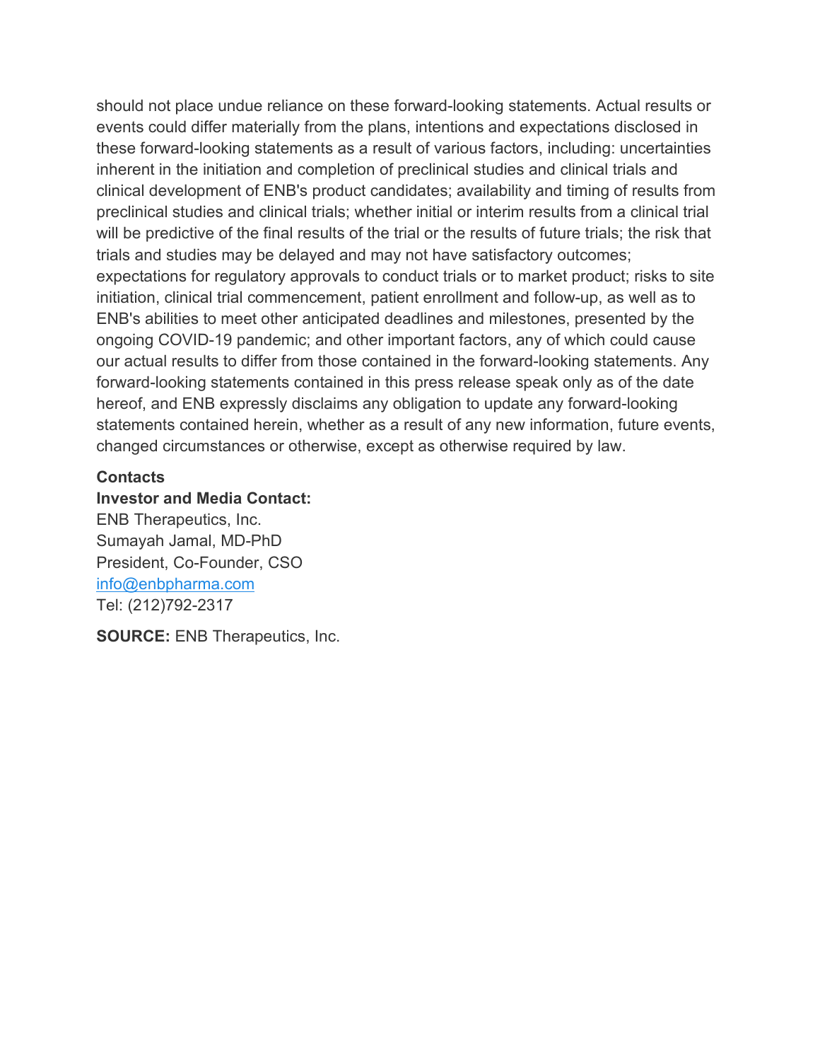should not place undue reliance on these forward-looking statements. Actual results or events could differ materially from the plans, intentions and expectations disclosed in these forward-looking statements as a result of various factors, including: uncertainties inherent in the initiation and completion of preclinical studies and clinical trials and clinical development of ENB's product candidates; availability and timing of results from preclinical studies and clinical trials; whether initial or interim results from a clinical trial will be predictive of the final results of the trial or the results of future trials; the risk that trials and studies may be delayed and may not have satisfactory outcomes; expectations for regulatory approvals to conduct trials or to market product; risks to site initiation, clinical trial commencement, patient enrollment and follow-up, as well as to ENB's abilities to meet other anticipated deadlines and milestones, presented by the ongoing COVID-19 pandemic; and other important factors, any of which could cause our actual results to differ from those contained in the forward-looking statements. Any forward-looking statements contained in this press release speak only as of the date hereof, and ENB expressly disclaims any obligation to update any forward-looking statements contained herein, whether as a result of any new information, future events, changed circumstances or otherwise, except as otherwise required by law.

**Contacts**
**Investor and Media Contact:**
ENB Therapeutics, Inc.
Sumayah Jamal, MD-PhD
President, Co-Founder, CSO
[info@enbpharma.com](mailto:info@enbpharma.com)
Tel: (212)792-2317

**SOURCE:** ENB Therapeutics, Inc.